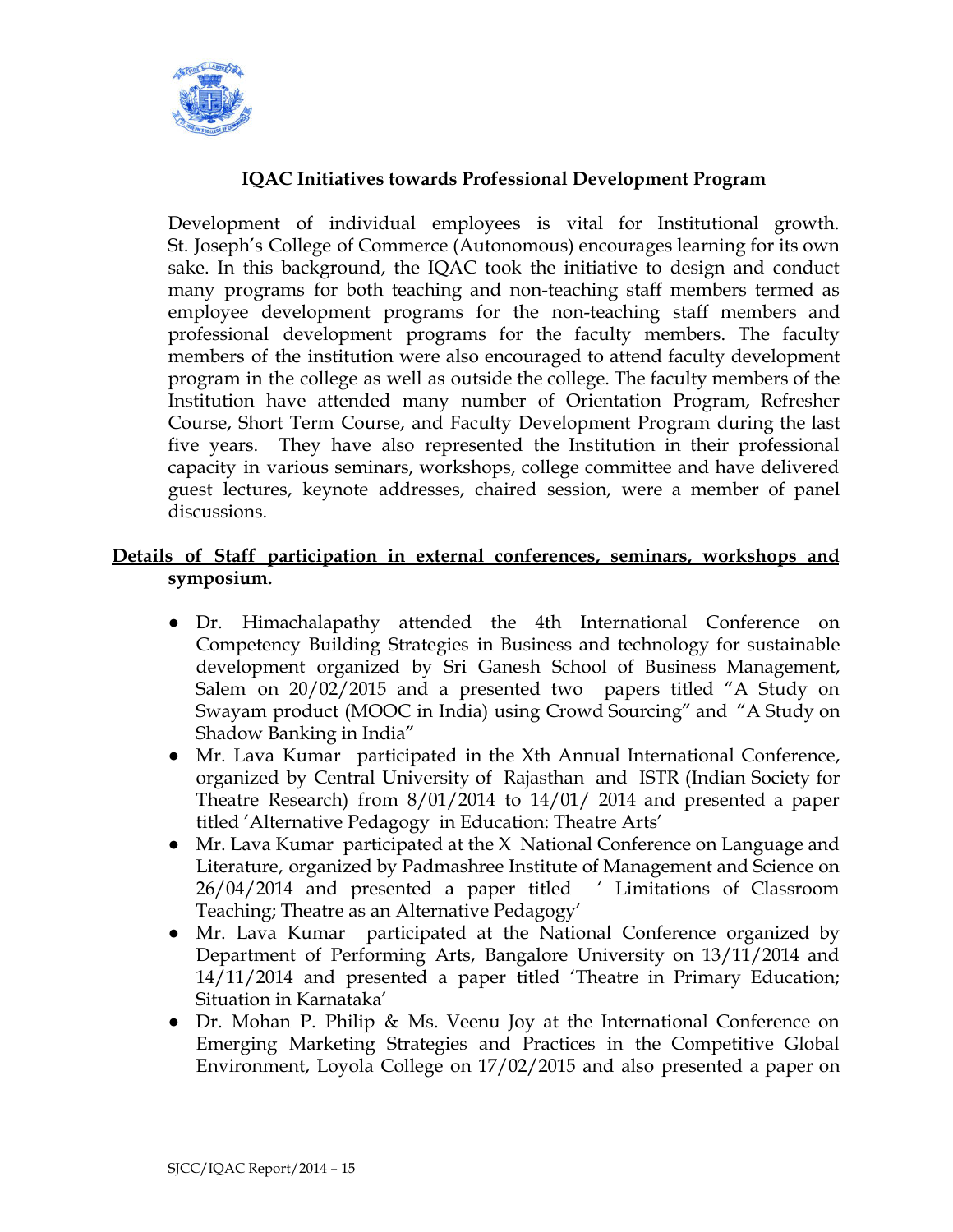## IQAC Initiatives towards Professional Development Program

Development of individual employees is vital for Institutional growth. St. Joseph's College of Commerce (Autonomous) encourages learning for its own sake. In this background, the IQAC took the initiative to design and conduct many programs for both teaching and non-teaching staff members termed as employee development programs for the non-teaching staff members and professional development programs for the faculty members. The faculty members of the institution were also encouraged to attend faculty development program in the college as well as outside the college. The faculty members of the Institution have attended many number of Orientation Program, Refresher Course, Short Term Course, and Faculty Development Program during the last five years. They have also represented the Institution in their professional capacity in various seminars, workshops, college committee and have delivered guest lectures, keynote addresses, chaired session, were a member of panel discussions.

### <u>Details of Staff participation in external conferences, seminars, workshops and symposium.</u>

- Dr. Himachalapathy attended the 4th International Conference on Competency Building Strategies in Business and technology for sustainable development organized by Sri Ganesh School of Business Management, Salem on 20/02/2015 and a presented two papers titled "A Study on Swayam product (MOOC in India) using Crowd Sourcing" and "A Study on Shadow Banking in India"
- Mr. Lava Kumar participated in the Xth Annual International Conference, organized by Central University of Rajasthan and ISTR (Indian Society for Theatre Research) from 8/01/2014 to 14/01/ 2014 and presented a paper titled 'Alternative Pedagogy in Education: Theatre Arts'
- Mr. Lava Kumar participated at the X National Conference on Language and Literature, organized by Padmashree Institute of Management and Science on 26/04/2014 and presented a paper titled ' Limitations of Classroom Teaching; Theatre as an Alternative Pedagogy'
- Mr. Lava Kumar participated at the National Conference organized by Department of Performing Arts, Bangalore University on 13/11/2014 and 14/11/2014 and presented a paper titled 'Theatre in Primary Education; Situation in Karnataka'
- Dr. Mohan P. Philip & Ms. Veenu Joy at the International Conference on Emerging Marketing Strategies and Practices in the Competitive Global Environment, Loyola College on 17/02/2015 and also presented a paper on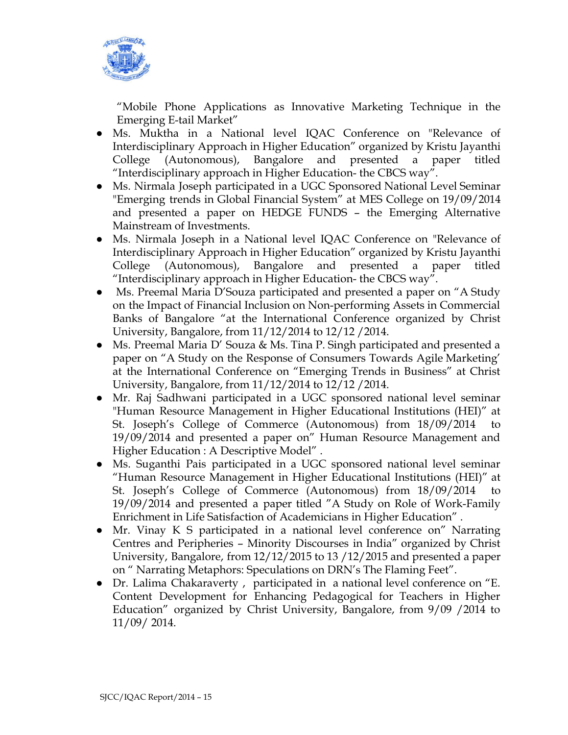"Mobile Phone Applications as Innovative Marketing Technique in the Emerging E-tail Market"

- Ms. Muktha in a National level IQAC Conference on "Relevance of Interdisciplinary Approach in Higher Education" organized by Kristu Jayanthi College (Autonomous), Bangalore and presented a paper titled "Interdisciplinary approach in Higher Education- the CBCS way".
- Ms. Nirmala Joseph participated in a UGC Sponsored National Level Seminar "Emerging trends in Global Financial System" at MES College on 19/09/2014 and presented a paper on HEDGE FUNDS – the Emerging Alternative Mainstream of Investments.
- Ms. Nirmala Joseph in a National level IQAC Conference on "Relevance of Interdisciplinary Approach in Higher Education" organized by Kristu Jayanthi College (Autonomous), Bangalore and presented a paper titled "Interdisciplinary approach in Higher Education- the CBCS way".
- Ms. Preemal Maria D'Souza participated and presented a paper on "A Study on the Impact of Financial Inclusion on Non-performing Assets in Commercial Banks of Bangalore "at the International Conference organized by Christ University, Bangalore, from 11/12/2014 to 12/12 /2014.
- Ms. Preemal Maria D' Souza & Ms. Tina P. Singh participated and presented a paper on "A Study on the Response of Consumers Towards Agile Marketing' at the International Conference on "Emerging Trends in Business" at Christ University, Bangalore, from 11/12/2014 to 12/12 /2014.
- Mr. Raj Sadhwani participated in a UGC sponsored national level seminar "Human Resource Management in Higher Educational Institutions (HEI)" at St. Joseph's College of Commerce (Autonomous) from 18/09/2014 to 19/09/2014 and presented a paper on" Human Resource Management and Higher Education : A Descriptive Model" .
- Ms. Suganthi Pais participated in a UGC sponsored national level seminar "Human Resource Management in Higher Educational Institutions (HEI)" at St. Joseph's College of Commerce (Autonomous) from 18/09/2014 to 19/09/2014 and presented a paper titled "A Study on Role of Work-Family Enrichment in Life Satisfaction of Academicians in Higher Education" .
- Mr. Vinay K S participated in a national level conference on" Narrating Centres and Peripheries – Minority Discourses in India" organized by Christ University, Bangalore, from 12/12/2015 to 13 /12/2015 and presented a paper on " Narrating Metaphors: Speculations on DRN's The Flaming Feet".
- Dr. Lalima Chakaraverty , participated in a national level conference on "E. Content Development for Enhancing Pedagogical for Teachers in Higher Education" organized by Christ University, Bangalore, from 9/09 /2014 to 11/09/ 2014.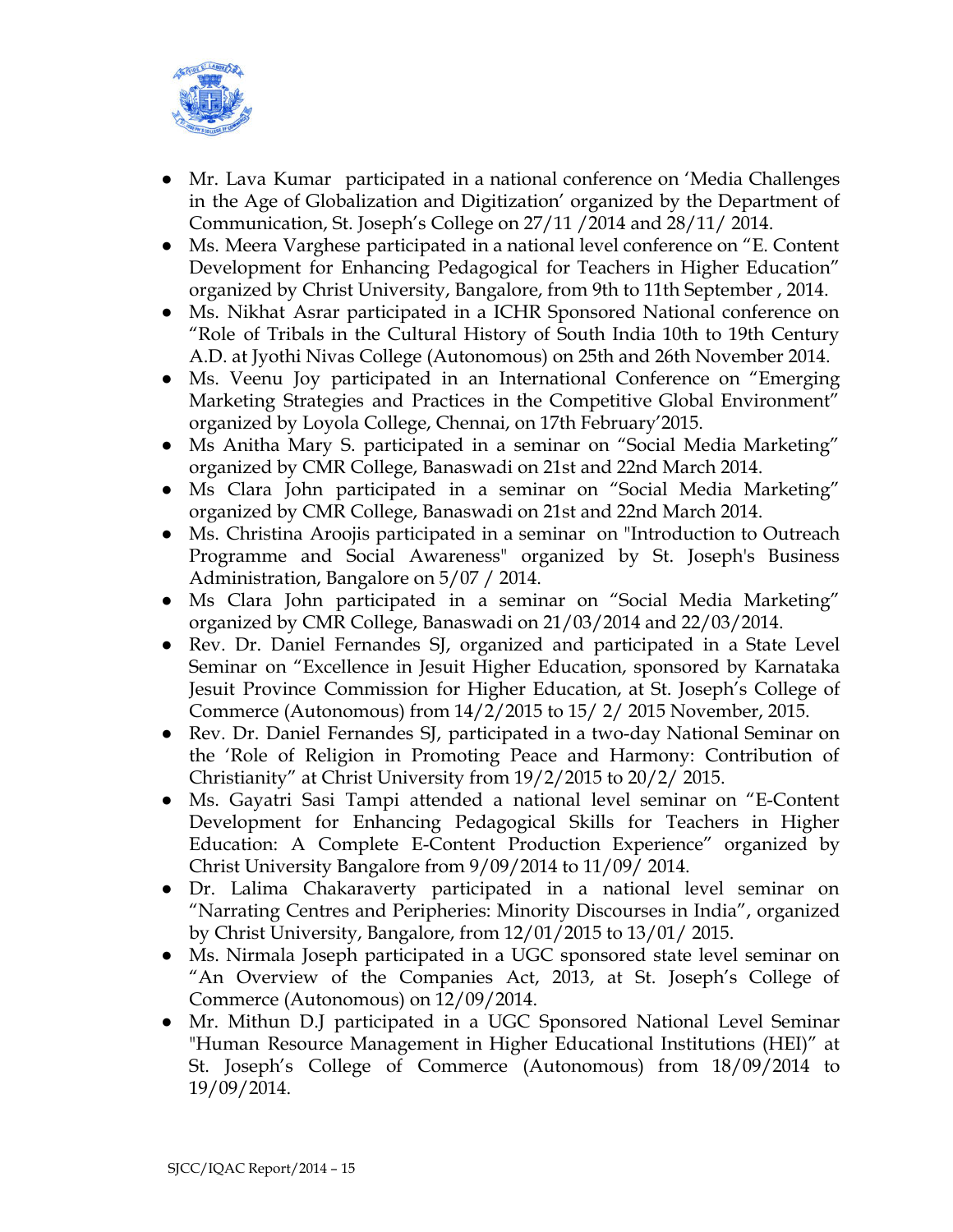- Mr. Lava Kumar participated in a national conference on 'Media Challenges in the Age of Globalization and Digitization' organized by the Department of Communication, St. Joseph's College on 27/11 /2014 and 28/11/ 2014.
- Ms. Meera Varghese participated in a national level conference on "E. Content Development for Enhancing Pedagogical for Teachers in Higher Education" organized by Christ University, Bangalore, from 9th to 11th September , 2014.
- Ms. Nikhat Asrar participated in a ICHR Sponsored National conference on "Role of Tribals in the Cultural History of South India 10th to 19th Century A.D. at Jyothi Nivas College (Autonomous) on 25th and 26th November 2014.
- Ms. Veenu Joy participated in an International Conference on "Emerging Marketing Strategies and Practices in the Competitive Global Environment" organized by Loyola College, Chennai, on 17th February'2015.
- Ms Anitha Mary S. participated in a seminar on "Social Media Marketing" organized by CMR College, Banaswadi on 21st and 22nd March 2014.
- Ms Clara John participated in a seminar on "Social Media Marketing" organized by CMR College, Banaswadi on 21st and 22nd March 2014.
- Ms. Christina Aroojis participated in a seminar on "Introduction to Outreach Programme and Social Awareness" organized by St. Joseph's Business Administration, Bangalore on 5/07 / 2014.
- Ms Clara John participated in a seminar on "Social Media Marketing" organized by CMR College, Banaswadi on 21/03/2014 and 22/03/2014.
- Rev. Dr. Daniel Fernandes SJ, organized and participated in a State Level Seminar on "Excellence in Jesuit Higher Education, sponsored by Karnataka Jesuit Province Commission for Higher Education, at St. Joseph's College of Commerce (Autonomous) from 14/2/2015 to 15/ 2/ 2015 November, 2015.
- Rev. Dr. Daniel Fernandes SJ, participated in a two-day National Seminar on the 'Role of Religion in Promoting Peace and Harmony: Contribution of Christianity" at Christ University from 19/2/2015 to 20/2/ 2015.
- Ms. Gayatri Sasi Tampi attended a national level seminar on "E-Content Development for Enhancing Pedagogical Skills for Teachers in Higher Education: A Complete E-Content Production Experience" organized by Christ University Bangalore from 9/09/2014 to 11/09/ 2014.
- Dr. Lalima Chakaraverty participated in a national level seminar on "Narrating Centres and Peripheries: Minority Discourses in India", organized by Christ University, Bangalore, from 12/01/2015 to 13/01/ 2015.
- Ms. Nirmala Joseph participated in a UGC sponsored state level seminar on "An Overview of the Companies Act, 2013, at St. Joseph's College of Commerce (Autonomous) on 12/09/2014.
- Mr. Mithun D.J participated in a UGC Sponsored National Level Seminar "Human Resource Management in Higher Educational Institutions (HEI)" at St. Joseph's College of Commerce (Autonomous) from 18/09/2014 to 19/09/2014.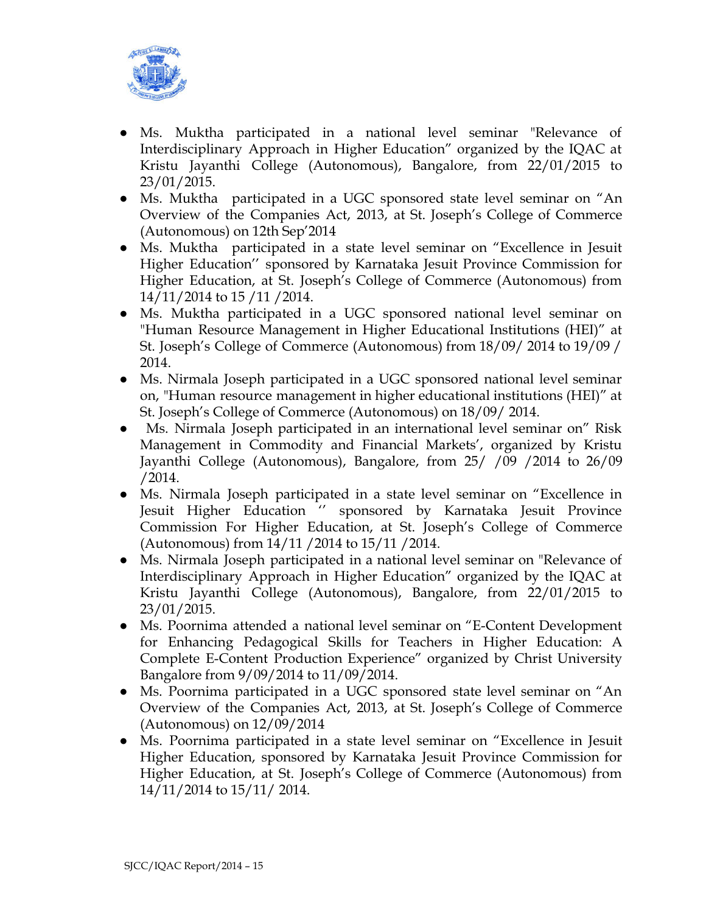- Ms. Muktha participated in a national level seminar "Relevance of Interdisciplinary Approach in Higher Education" organized by the IQAC at Kristu Jayanthi College (Autonomous), Bangalore, from 22/01/2015 to 23/01/2015.
- Ms. Muktha participated in a UGC sponsored state level seminar on "An Overview of the Companies Act, 2013, at St. Joseph's College of Commerce (Autonomous) on 12th Sep'2014
- Ms. Muktha participated in a state level seminar on "Excellence in Jesuit Higher Education'' sponsored by Karnataka Jesuit Province Commission for Higher Education, at St. Joseph's College of Commerce (Autonomous) from 14/11/2014 to 15 /11 /2014.
- Ms. Muktha participated in a UGC sponsored national level seminar on "Human Resource Management in Higher Educational Institutions (HEI)" at St. Joseph's College of Commerce (Autonomous) from 18/09/ 2014 to 19/09 / 2014.
- Ms. Nirmala Joseph participated in a UGC sponsored national level seminar on, "Human resource management in higher educational institutions (HEI)" at St. Joseph's College of Commerce (Autonomous) on 18/09/ 2014.
- Ms. Nirmala Joseph participated in an international level seminar on" Risk Management in Commodity and Financial Markets', organized by Kristu Jayanthi College (Autonomous), Bangalore, from 25/ /09 /2014 to 26/09 /2014.
- Ms. Nirmala Joseph participated in a state level seminar on "Excellence in Jesuit Higher Education '' sponsored by Karnataka Jesuit Province Commission For Higher Education, at St. Joseph's College of Commerce (Autonomous) from 14/11 /2014 to 15/11 /2014.
- Ms. Nirmala Joseph participated in a national level seminar on "Relevance of Interdisciplinary Approach in Higher Education" organized by the IQAC at Kristu Jayanthi College (Autonomous), Bangalore, from 22/01/2015 to 23/01/2015.
- Ms. Poornima attended a national level seminar on "E-Content Development for Enhancing Pedagogical Skills for Teachers in Higher Education: A Complete E-Content Production Experience" organized by Christ University Bangalore from 9/09/2014 to 11/09/2014.
- Ms. Poornima participated in a UGC sponsored state level seminar on "An Overview of the Companies Act, 2013, at St. Joseph's College of Commerce (Autonomous) on 12/09/2014
- Ms. Poornima participated in a state level seminar on "Excellence in Jesuit Higher Education, sponsored by Karnataka Jesuit Province Commission for Higher Education, at St. Joseph's College of Commerce (Autonomous) from 14/11/2014 to 15/11/ 2014.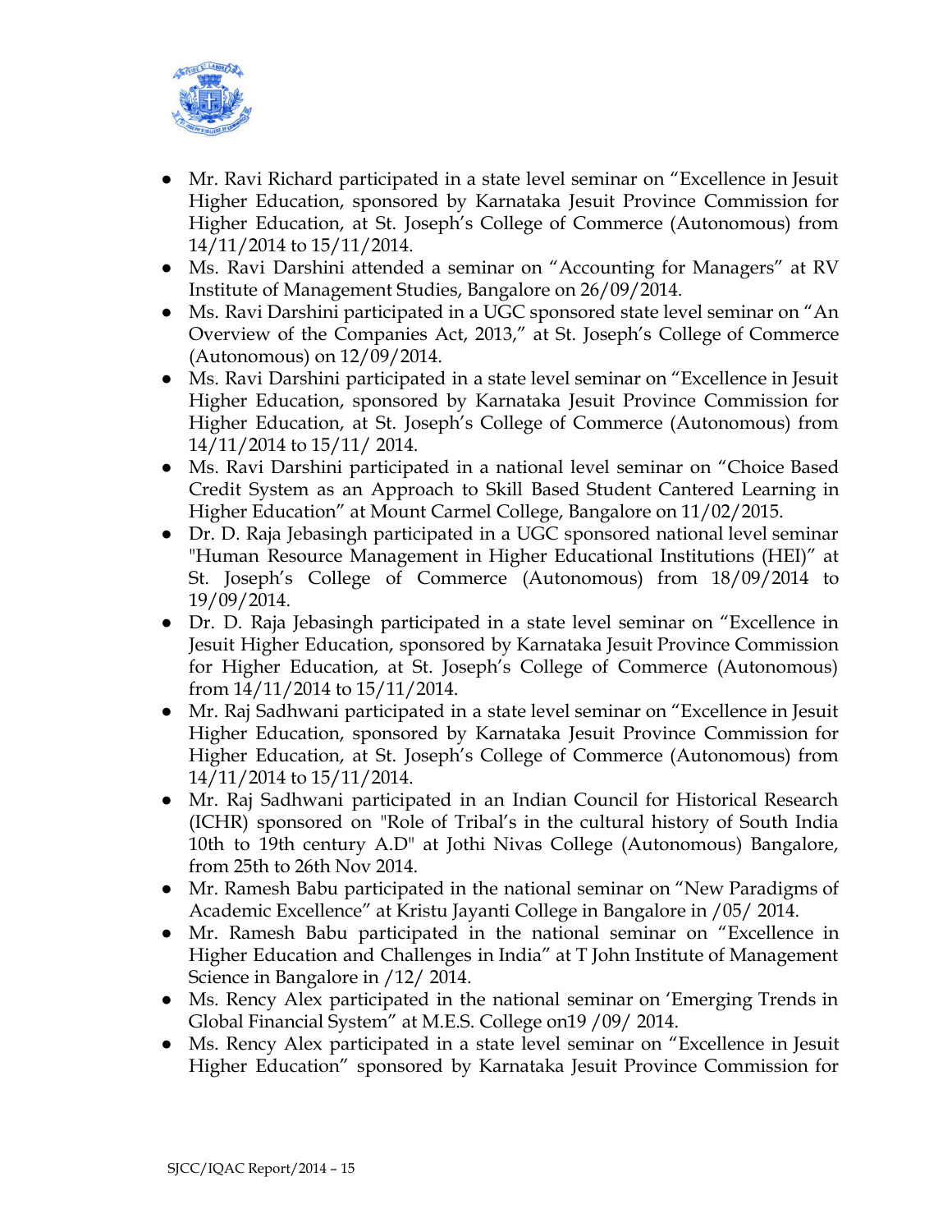- Mr. Ravi Richard participated in a state level seminar on "Excellence in Jesuit Higher Education, sponsored by Karnataka Jesuit Province Commission for Higher Education, at St. Joseph's College of Commerce (Autonomous) from 14/11/2014 to 15/11/2014.
- Ms. Ravi Darshini attended a seminar on "Accounting for Managers" at RV Institute of Management Studies, Bangalore on 26/09/2014.
- Ms. Ravi Darshini participated in a UGC sponsored state level seminar on "An Overview of the Companies Act, 2013," at St. Joseph's College of Commerce (Autonomous) on 12/09/2014.
- Ms. Ravi Darshini participated in a state level seminar on "Excellence in Jesuit Higher Education, sponsored by Karnataka Jesuit Province Commission for Higher Education, at St. Joseph's College of Commerce (Autonomous) from 14/11/2014 to 15/11/ 2014.
- Ms. Ravi Darshini participated in a national level seminar on "Choice Based Credit System as an Approach to Skill Based Student Cantered Learning in Higher Education" at Mount Carmel College, Bangalore on 11/02/2015.
- Dr. D. Raja Jebasingh participated in a UGC sponsored national level seminar "Human Resource Management in Higher Educational Institutions (HEI)" at St. Joseph's College of Commerce (Autonomous) from 18/09/2014 to 19/09/2014.
- Dr. D. Raja Jebasingh participated in a state level seminar on "Excellence in Jesuit Higher Education, sponsored by Karnataka Jesuit Province Commission for Higher Education, at St. Joseph's College of Commerce (Autonomous) from 14/11/2014 to 15/11/2014.
- Mr. Raj Sadhwani participated in a state level seminar on "Excellence in Jesuit Higher Education, sponsored by Karnataka Jesuit Province Commission for Higher Education, at St. Joseph's College of Commerce (Autonomous) from 14/11/2014 to 15/11/2014.
- Mr. Raj Sadhwani participated in an Indian Council for Historical Research (ICHR) sponsored on "Role of Tribal's in the cultural history of South India 10th to 19th century A.D" at Jothi Nivas College (Autonomous) Bangalore, from 25th to 26th Nov 2014.
- Mr. Ramesh Babu participated in the national seminar on "New Paradigms of Academic Excellence" at Kristu Jayanti College in Bangalore in /05/ 2014.
- Mr. Ramesh Babu participated in the national seminar on "Excellence in Higher Education and Challenges in India" at T John Institute of Management Science in Bangalore in /12/ 2014.
- Ms. Rency Alex participated in the national seminar on 'Emerging Trends in Global Financial System" at M.E.S. College on19 /09/ 2014.
- Ms. Rency Alex participated in a state level seminar on "Excellence in Jesuit Higher Education" sponsored by Karnataka Jesuit Province Commission for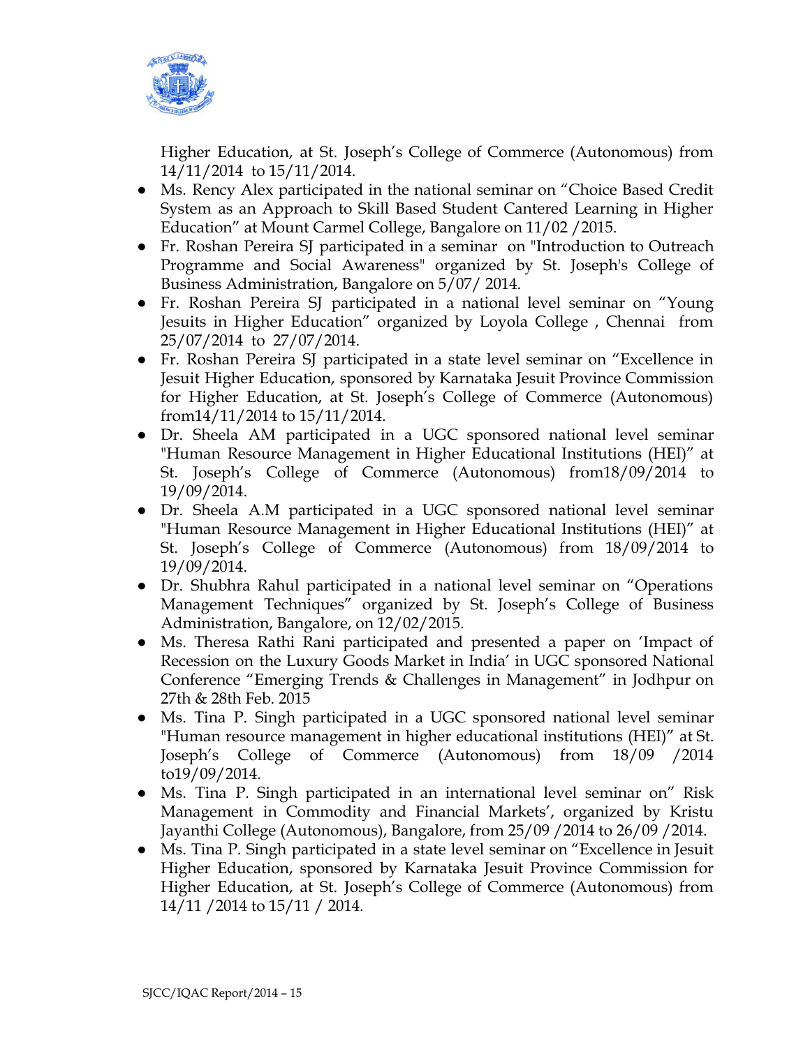Higher Education, at St. Joseph's College of Commerce (Autonomous) from 14/11/2014 to 15/11/2014.

- Ms. Rency Alex participated in the national seminar on "Choice Based Credit System as an Approach to Skill Based Student Cantered Learning in Higher Education" at Mount Carmel College, Bangalore on 11/02 /2015.
- Fr. Roshan Pereira SJ participated in a seminar on "Introduction to Outreach Programme and Social Awareness" organized by St. Joseph's College of Business Administration, Bangalore on 5/07/ 2014.
- Fr. Roshan Pereira SJ participated in a national level seminar on "Young Jesuits in Higher Education" organized by Loyola College , Chennai from 25/07/2014 to 27/07/2014.
- Fr. Roshan Pereira SJ participated in a state level seminar on "Excellence in Jesuit Higher Education, sponsored by Karnataka Jesuit Province Commission for Higher Education, at St. Joseph's College of Commerce (Autonomous) from14/11/2014 to 15/11/2014.
- Dr. Sheela AM participated in a UGC sponsored national level seminar "Human Resource Management in Higher Educational Institutions (HEI)" at St. Joseph's College of Commerce (Autonomous) from18/09/2014 to 19/09/2014.
- Dr. Sheela A.M participated in a UGC sponsored national level seminar "Human Resource Management in Higher Educational Institutions (HEI)" at St. Joseph's College of Commerce (Autonomous) from 18/09/2014 to 19/09/2014.
- Dr. Shubhra Rahul participated in a national level seminar on "Operations Management Techniques" organized by St. Joseph's College of Business Administration, Bangalore, on 12/02/2015.
- Ms. Theresa Rathi Rani participated and presented a paper on 'Impact of Recession on the Luxury Goods Market in India' in UGC sponsored National Conference "Emerging Trends & Challenges in Management" in Jodhpur on 27th & 28th Feb. 2015
- Ms. Tina P. Singh participated in a UGC sponsored national level seminar "Human resource management in higher educational institutions (HEI)" at St. Joseph's College of Commerce (Autonomous) from 18/09 /2014 to19/09/2014.
- Ms. Tina P. Singh participated in an international level seminar on" Risk Management in Commodity and Financial Markets', organized by Kristu Jayanthi College (Autonomous), Bangalore, from 25/09 /2014 to 26/09 /2014.
- Ms. Tina P. Singh participated in a state level seminar on "Excellence in Jesuit Higher Education, sponsored by Karnataka Jesuit Province Commission for Higher Education, at St. Joseph's College of Commerce (Autonomous) from 14/11 /2014 to 15/11 / 2014.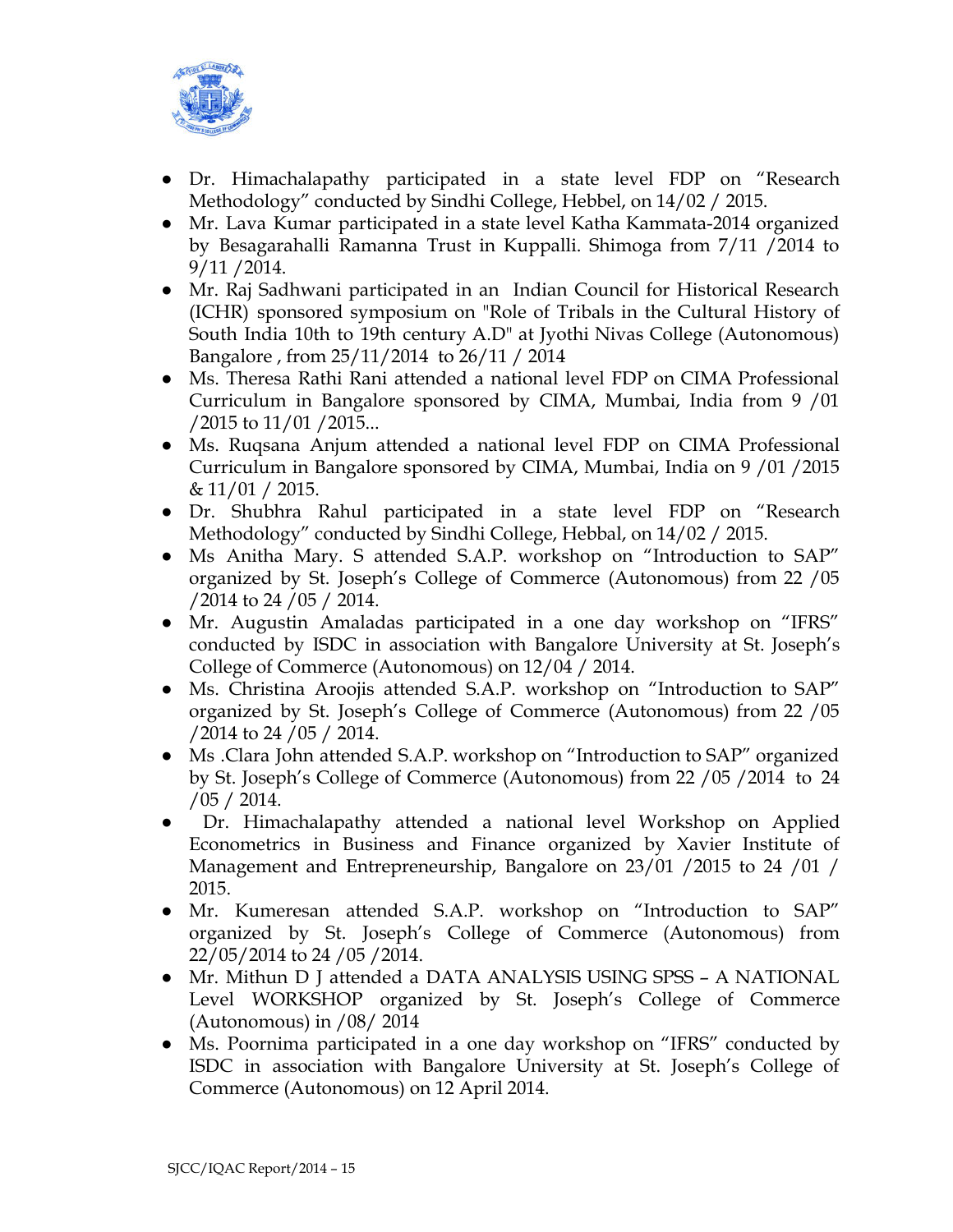- Dr. Himachalapathy participated in a state level FDP on "Research Methodology" conducted by Sindhi College, Hebbel, on 14/02 / 2015.
- Mr. Lava Kumar participated in a state level Katha Kammata-2014 organized by Besagarahalli Ramanna Trust in Kuppalli. Shimoga from 7/11 /2014 to 9/11 /2014.
- Mr. Raj Sadhwani participated in an Indian Council for Historical Research (ICHR) sponsored symposium on "Role of Tribals in the Cultural History of South India 10th to 19th century A.D" at Jyothi Nivas College (Autonomous) Bangalore , from 25/11/2014 to 26/11 / 2014
- Ms. Theresa Rathi Rani attended a national level FDP on CIMA Professional Curriculum in Bangalore sponsored by CIMA, Mumbai, India from 9 /01 /2015 to 11/01 /2015...
- Ms. Ruqsana Anjum attended a national level FDP on CIMA Professional Curriculum in Bangalore sponsored by CIMA, Mumbai, India on 9 /01 /2015 & 11/01 / 2015.
- Dr. Shubhra Rahul participated in a state level FDP on "Research Methodology" conducted by Sindhi College, Hebbal, on 14/02 / 2015.
- Ms Anitha Mary. S attended S.A.P. workshop on "Introduction to SAP" organized by St. Joseph's College of Commerce (Autonomous) from 22 /05 /2014 to 24 /05 / 2014.
- Mr. Augustin Amaladas participated in a one day workshop on "IFRS" conducted by ISDC in association with Bangalore University at St. Joseph's College of Commerce (Autonomous) on 12/04 / 2014.
- Ms. Christina Aroojis attended S.A.P. workshop on "Introduction to SAP" organized by St. Joseph's College of Commerce (Autonomous) from 22 /05 /2014 to 24 /05 / 2014.
- Ms .Clara John attended S.A.P. workshop on "Introduction to SAP" organized by St. Joseph's College of Commerce (Autonomous) from 22 /05 /2014 to 24 /05 / 2014.
- Dr. Himachalapathy attended a national level Workshop on Applied Econometrics in Business and Finance organized by Xavier Institute of Management and Entrepreneurship, Bangalore on 23/01 /2015 to 24 /01 / 2015.
- Mr. Kumeresan attended S.A.P. workshop on "Introduction to SAP" organized by St. Joseph's College of Commerce (Autonomous) from 22/05/2014 to 24 /05 /2014.
- Mr. Mithun D J attended a DATA ANALYSIS USING SPSS – A NATIONAL Level WORKSHOP organized by St. Joseph's College of Commerce (Autonomous) in /08/ 2014
- Ms. Poornima participated in a one day workshop on "IFRS" conducted by ISDC in association with Bangalore University at St. Joseph's College of Commerce (Autonomous) on 12 April 2014.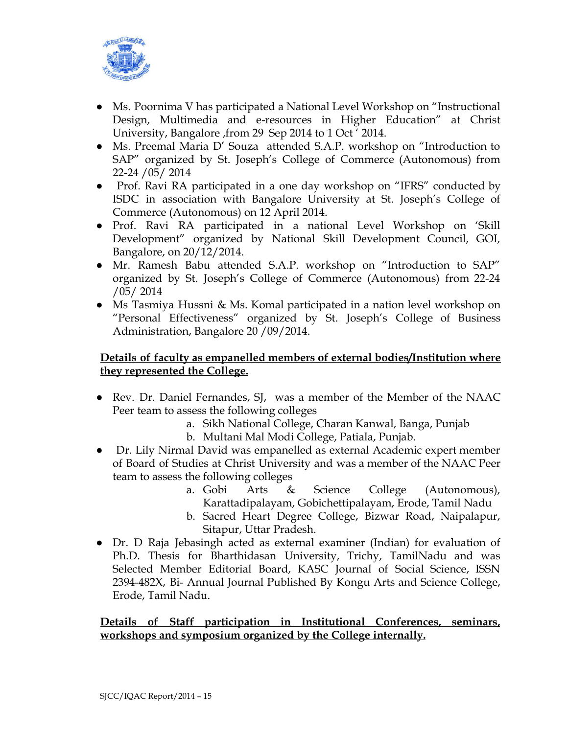- Ms. Poornima V has participated a National Level Workshop on "Instructional Design, Multimedia and e-resources in Higher Education" at Christ University, Bangalore ,from 29 Sep 2014 to 1 Oct ' 2014.
- Ms. Preemal Maria D' Souza attended S.A.P. workshop on "Introduction to SAP" organized by St. Joseph's College of Commerce (Autonomous) from 22-24 /05/ 2014
- Prof. Ravi RA participated in a one day workshop on "IFRS" conducted by ISDC in association with Bangalore University at St. Joseph's College of Commerce (Autonomous) on 12 April 2014.
- Prof. Ravi RA participated in a national Level Workshop on 'Skill Development" organized by National Skill Development Council, GOI, Bangalore, on 20/12/2014.
- Mr. Ramesh Babu attended S.A.P. workshop on "Introduction to SAP" organized by St. Joseph's College of Commerce (Autonomous) from 22-24 /05/ 2014
- Ms Tasmiya Hussni & Ms. Komal participated in a nation level workshop on "Personal Effectiveness" organized by St. Joseph's College of Business Administration, Bangalore 20 /09/2014.

**Details of faculty as empanelled members of external bodies/Institution where they represented the College.**

- Rev. Dr. Daniel Fernandes, SJ, was a member of the Member of the NAAC Peer team to assess the following colleges
    a. Sikh National College, Charan Kanwal, Banga, Punjab
    b. Multani Mal Modi College, Patiala, Punjab.
- Dr. Lily Nirmal David was empanelled as external Academic expert member of Board of Studies at Christ University and was a member of the NAAC Peer team to assess the following colleges
    a. Gobi Arts & Science College (Autonomous), Karattadipalayam, Gobichettipalayam, Erode, Tamil Nadu
    b. Sacred Heart Degree College, Bizwar Road, Naipalapur, Sitapur, Uttar Pradesh.
- Dr. D Raja Jebasingh acted as external examiner (Indian) for evaluation of Ph.D. Thesis for Bharthidasan University, Trichy, TamilNadu and was Selected Member Editorial Board, KASC Journal of Social Science, ISSN 2394-482X, Bi- Annual Journal Published By Kongu Arts and Science College, Erode, Tamil Nadu.

**Details of Staff participation in Institutional Conferences, seminars, workshops and symposium organized by the College internally.**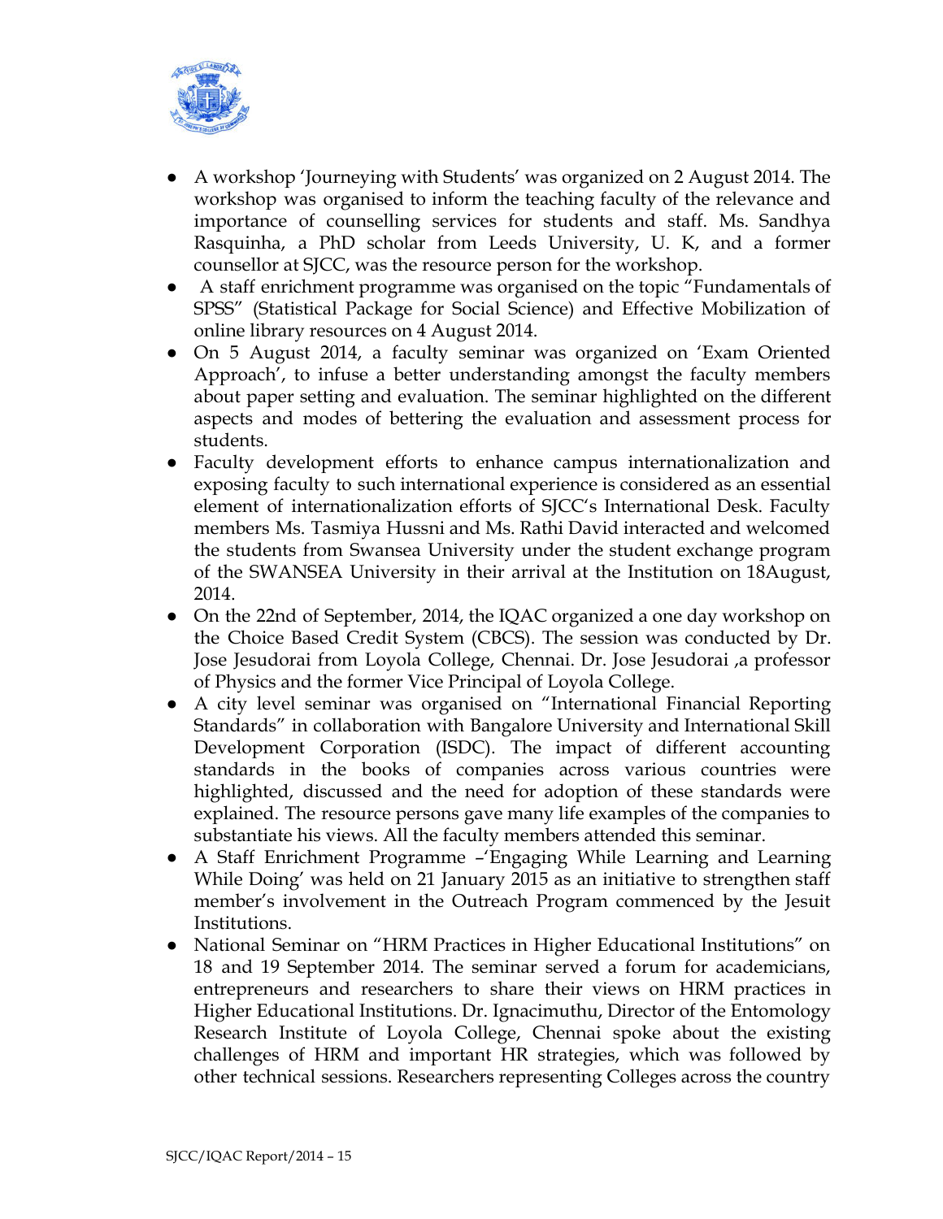- A workshop 'Journeying with Students' was organized on 2 August 2014. The workshop was organised to inform the teaching faculty of the relevance and importance of counselling services for students and staff. Ms. Sandhya Rasquinha, a PhD scholar from Leeds University, U. K, and a former counsellor at SJCC, was the resource person for the workshop.
- A staff enrichment programme was organised on the topic "Fundamentals of SPSS" (Statistical Package for Social Science) and Effective Mobilization of online library resources on 4 August 2014.
- On 5 August 2014, a faculty seminar was organized on 'Exam Oriented Approach', to infuse a better understanding amongst the faculty members about paper setting and evaluation. The seminar highlighted on the different aspects and modes of bettering the evaluation and assessment process for students.
- Faculty development efforts to enhance campus internationalization and exposing faculty to such international experience is considered as an essential element of internationalization efforts of SJCC's International Desk. Faculty members Ms. Tasmiya Hussni and Ms. Rathi David interacted and welcomed the students from Swansea University under the student exchange program of the SWANSEA University in their arrival at the Institution on 18August, 2014.
- On the 22nd of September, 2014, the IQAC organized a one day workshop on the Choice Based Credit System (CBCS). The session was conducted by Dr. Jose Jesudorai from Loyola College, Chennai. Dr. Jose Jesudorai ,a professor of Physics and the former Vice Principal of Loyola College.
- A city level seminar was organised on "International Financial Reporting Standards" in collaboration with Bangalore University and International Skill Development Corporation (ISDC). The impact of different accounting standards in the books of companies across various countries were highlighted, discussed and the need for adoption of these standards were explained. The resource persons gave many life examples of the companies to substantiate his views. All the faculty members attended this seminar.
- A Staff Enrichment Programme –'Engaging While Learning and Learning While Doing' was held on 21 January 2015 as an initiative to strengthen staff member's involvement in the Outreach Program commenced by the Jesuit Institutions.
- National Seminar on "HRM Practices in Higher Educational Institutions" on 18 and 19 September 2014. The seminar served a forum for academicians, entrepreneurs and researchers to share their views on HRM practices in Higher Educational Institutions. Dr. Ignacimuthu, Director of the Entomology Research Institute of Loyola College, Chennai spoke about the existing challenges of HRM and important HR strategies, which was followed by other technical sessions. Researchers representing Colleges across the country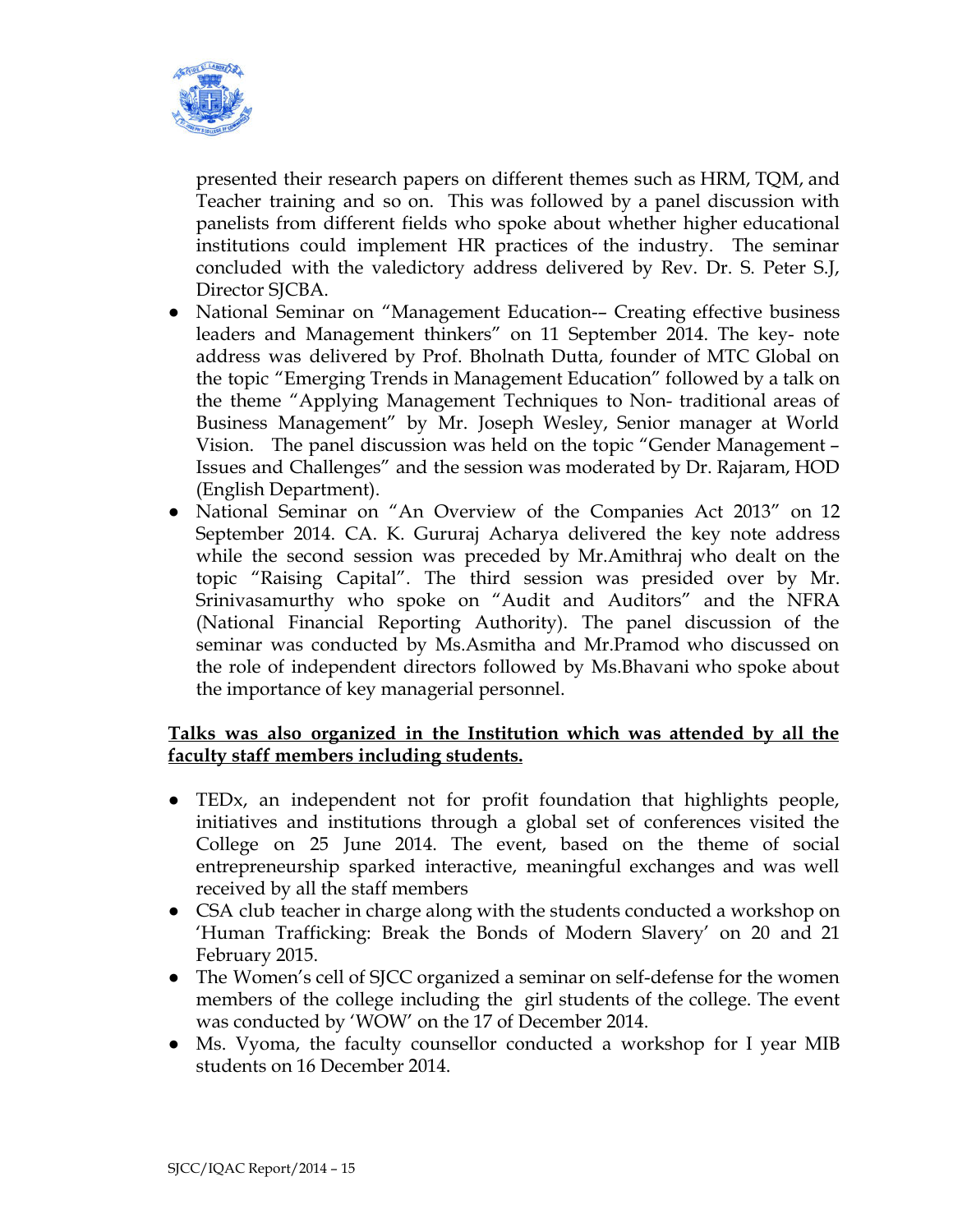presented their research papers on different themes such as HRM, TQM, and Teacher training and so on. This was followed by a panel discussion with panelists from different fields who spoke about whether higher educational institutions could implement HR practices of the industry. The seminar concluded with the valedictory address delivered by Rev. Dr. S. Peter S.J, Director SJCBA.

- National Seminar on "Management Education-– Creating effective business leaders and Management thinkers" on 11 September 2014. The key- note address was delivered by Prof. Bholnath Dutta, founder of MTC Global on the topic "Emerging Trends in Management Education" followed by a talk on the theme "Applying Management Techniques to Non- traditional areas of Business Management" by Mr. Joseph Wesley, Senior manager at World Vision. The panel discussion was held on the topic "Gender Management – Issues and Challenges" and the session was moderated by Dr. Rajaram, HOD (English Department).
- National Seminar on "An Overview of the Companies Act 2013" on 12 September 2014. CA. K. Gururaj Acharya delivered the key note address while the second session was preceded by Mr.Amithraj who dealt on the topic "Raising Capital". The third session was presided over by Mr. Srinivasamurthy who spoke on "Audit and Auditors" and the NFRA (National Financial Reporting Authority). The panel discussion of the seminar was conducted by Ms.Asmitha and Mr.Pramod who discussed on the role of independent directors followed by Ms.Bhavani who spoke about the importance of key managerial personnel.

**<u>Talks was also organized in the Institution which was attended by all the faculty staff members including students.</u>**

- TEDx, an independent not for profit foundation that highlights people, initiatives and institutions through a global set of conferences visited the College on 25 June 2014. The event, based on the theme of social entrepreneurship sparked interactive, meaningful exchanges and was well received by all the staff members
- CSA club teacher in charge along with the students conducted a workshop on 'Human Trafficking: Break the Bonds of Modern Slavery' on 20 and 21 February 2015.
- The Women's cell of SJCC organized a seminar on self-defense for the women members of the college including the girl students of the college. The event was conducted by 'WOW' on the 17 of December 2014.
- Ms. Vyoma, the faculty counsellor conducted a workshop for I year MIB students on 16 December 2014.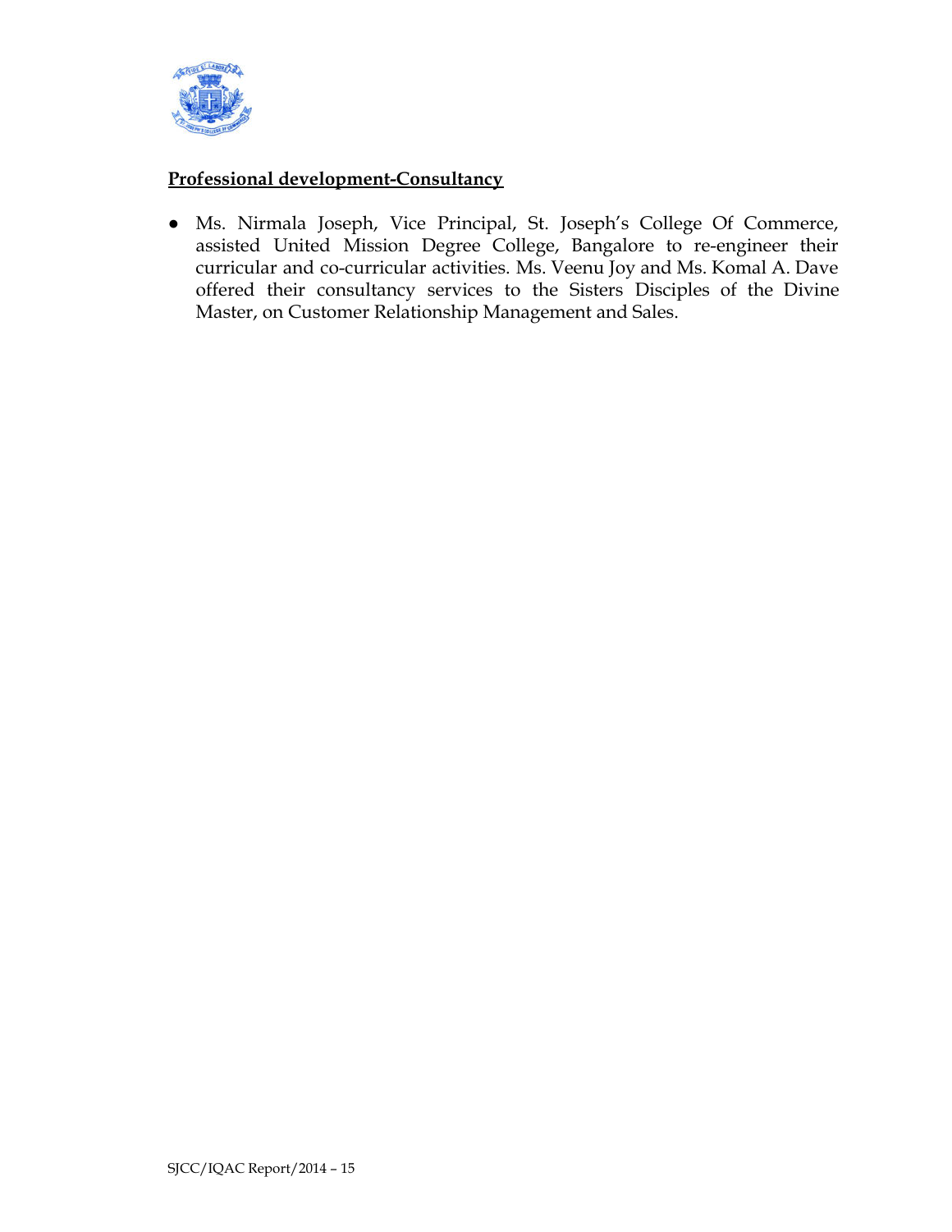**Professional development-Consultancy**

- Ms. Nirmala Joseph, Vice Principal, St. Joseph's College Of Commerce, assisted United Mission Degree College, Bangalore to re-engineer their curricular and co-curricular activities. Ms. Veenu Joy and Ms. Komal A. Dave offered their consultancy services to the Sisters Disciples of the Divine Master, on Customer Relationship Management and Sales.